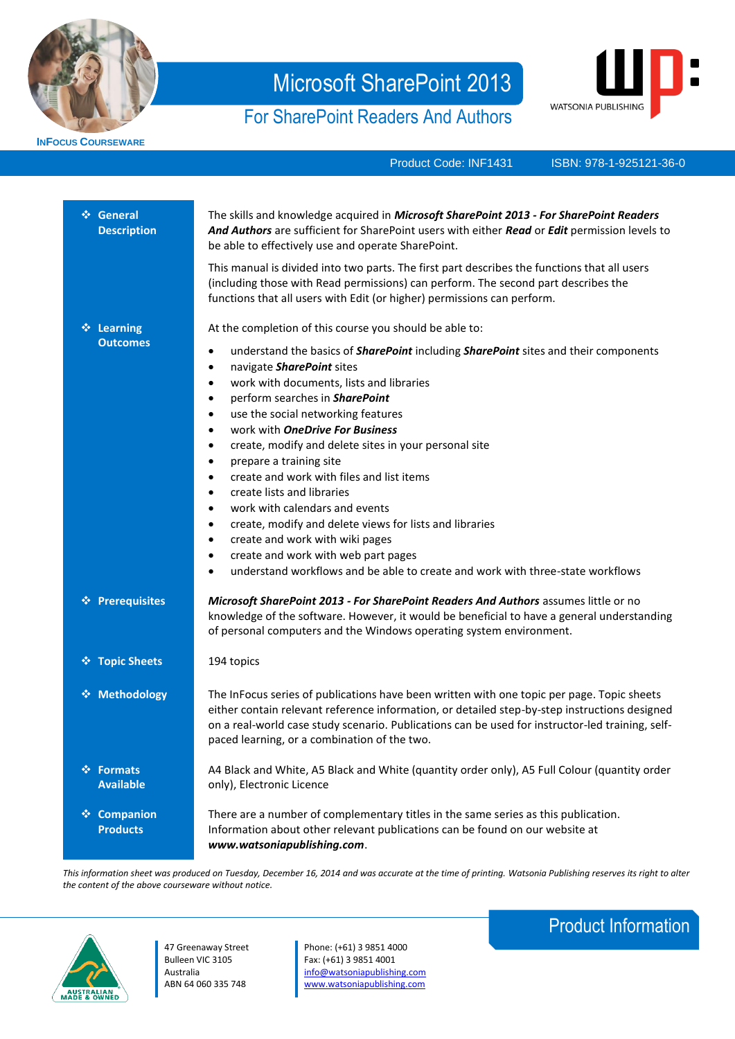**INFOCUS COURSEWARE**

# Microsoft SharePoint 2013

## For SharePoint Readers And Authors

WATSONIA PUBLISHING

Product Code: INF1431 ISBN: 978-1-925121-36-0

| | |
|---|---|
| ❖ **General Description** | The skills and knowledge acquired in ***Microsoft SharePoint 2013 - For SharePoint Readers And Authors*** are sufficient for SharePoint users with either ***Read*** or ***Edit*** permission levels to be able to effectively use and operate SharePoint.<br><br>This manual is divided into two parts. The first part describes the functions that all users (including those with Read permissions) can perform. The second part describes the functions that all users with Edit (or higher) permissions can perform. |
| ❖ **Learning Outcomes** | At the completion of this course you should be able to:<br>• understand the basics of ***SharePoint*** including ***SharePoint*** sites and their components<br>• navigate ***SharePoint*** sites<br>• work with documents, lists and libraries<br>• perform searches in ***SharePoint***<br>• use the social networking features<br>• work with ***OneDrive For Business***<br>• create, modify and delete sites in your personal site<br>• prepare a training site<br>• create and work with files and list items<br>• create lists and libraries<br>• work with calendars and events<br>• create, modify and delete views for lists and libraries<br>• create and work with wiki pages<br>• create and work with web part pages<br>• understand workflows and be able to create and work with three-state workflows |
| ❖ **Prerequisites** | ***Microsoft SharePoint 2013 - For SharePoint Readers And Authors*** assumes little or no knowledge of the software. However, it would be beneficial to have a general understanding of personal computers and the Windows operating system environment. |
| ❖ **Topic Sheets** | 194 topics |
| ❖ **Methodology** | The InFocus series of publications have been written with one topic per page. Topic sheets either contain relevant reference information, or detailed step-by-step instructions designed on a real-world case study scenario. Publications can be used for instructor-led training, self-paced learning, or a combination of the two. |
| ❖ **Formats Available** | A4 Black and White, A5 Black and White (quantity order only), A5 Full Colour (quantity order only), Electronic Licence |
| ❖ **Companion Products** | There are a number of complementary titles in the same series as this publication. Information about other relevant publications can be found on our website at ***www.watsoniapublishing.com***. |

*This information sheet was produced on Tuesday, December 16, 2014 and was accurate at the time of printing. Watsonia Publishing reserves its right to alter the content of the above courseware without notice.*

## Product Information

AUSTRALIAN MADE & OWNED

47 Greenaway Street
Bulleen VIC 3105
Australia
ABN 64 060 335 748

Phone: (+61) 3 9851 4000
Fax: (+61) 3 9851 4001
info@watsoniapublishing.com
www.watsoniapublishing.com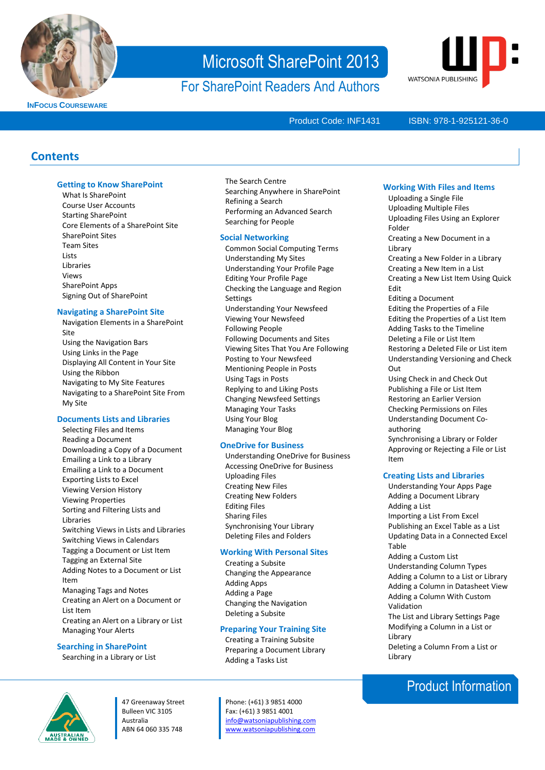# Microsoft SharePoint 2013

## For SharePoint Readers And Authors

INFOCUS COURSEWARE

WATSONIA PUBLISHING

Product Code: INF1431 ISBN: 978-1-925121-36-0

## Contents

### Getting to Know SharePoint

- What Is SharePoint
- Course User Accounts
- Starting SharePoint
- Core Elements of a SharePoint Site
- SharePoint Sites
- Team Sites
- Lists
- Libraries
- Views
- SharePoint Apps
- Signing Out of SharePoint

### Navigating a SharePoint Site

- Navigation Elements in a SharePoint Site
- Using the Navigation Bars
- Using Links in the Page
- Displaying All Content in Your Site
- Using the Ribbon
- Navigating to My Site Features
- Navigating to a SharePoint Site From My Site

### Documents Lists and Libraries

- Selecting Files and Items
- Reading a Document
- Downloading a Copy of a Document
- Emailing a Link to a Library
- Emailing a Link to a Document
- Exporting Lists to Excel
- Viewing Version History
- Viewing Properties
- Sorting and Filtering Lists and Libraries
- Switching Views in Lists and Libraries
- Switching Views in Calendars
- Tagging a Document or List Item
- Tagging an External Site
- Adding Notes to a Document or List Item
- Managing Tags and Notes
- Creating an Alert on a Document or List Item
- Creating an Alert on a Library or List
- Managing Your Alerts

### Searching in SharePoint

- Searching in a Library or List
- The Search Centre
- Searching Anywhere in SharePoint
- Refining a Search
- Performing an Advanced Search
- Searching for People

### Social Networking

- Common Social Computing Terms
- Understanding My Sites
- Understanding Your Profile Page
- Editing Your Profile Page
- Checking the Language and Region Settings
- Understanding Your Newsfeed
- Viewing Your Newsfeed
- Following People
- Following Documents and Sites
- Viewing Sites That You Are Following
- Posting to Your Newsfeed
- Mentioning People in Posts
- Using Tags in Posts
- Replying to and Liking Posts
- Changing Newsfeed Settings
- Managing Your Tasks
- Using Your Blog
- Managing Your Blog

### OneDrive for Business

- Understanding OneDrive for Business
- Accessing OneDrive for Business
- Uploading Files
- Creating New Files
- Creating New Folders
- Editing Files
- Sharing Files
- Synchronising Your Library
- Deleting Files and Folders

### Working With Personal Sites

- Creating a Subsite
- Changing the Appearance
- Adding Apps
- Adding a Page
- Changing the Navigation
- Deleting a Subsite

### Preparing Your Training Site

- Creating a Training Subsite
- Preparing a Document Library
- Adding a Tasks List

### Working With Files and Items

- Uploading a Single File
- Uploading Multiple Files
- Uploading Files Using an Explorer Folder
- Creating a New Document in a Library
- Creating a New Folder in a Library
- Creating a New Item in a List
- Creating a New List Item Using Quick Edit
- Editing a Document
- Editing the Properties of a File
- Editing the Properties of a List Item
- Adding Tasks to the Timeline
- Deleting a File or List Item
- Restoring a Deleted File or List item
- Understanding Versioning and Check Out
- Using Check in and Check Out
- Publishing a File or List Item
- Restoring an Earlier Version
- Checking Permissions on Files
- Understanding Document Co-authoring
- Synchronising a Library or Folder
- Approving or Rejecting a File or List Item

### Creating Lists and Libraries

- Understanding Your Apps Page
- Adding a Document Library
- Adding a List
- Importing a List From Excel
- Publishing an Excel Table as a List
- Updating Data in a Connected Excel Table
- Adding a Custom List
- Understanding Column Types
- Adding a Column to a List or Library
- Adding a Column in Datasheet View
- Adding a Column With Custom Validation
- The List and Library Settings Page
- Modifying a Column in a List or Library
- Deleting a Column From a List or Library

## Product Information

AUSTRALIAN MADE & OWNED

47 Greenaway Street
Bulleen VIC 3105
Australia
ABN 64 060 335 748

Phone: (+61) 3 9851 4000
Fax: (+61) 3 9851 4001
info@watsoniapublishing.com
www.watsoniapublishing.com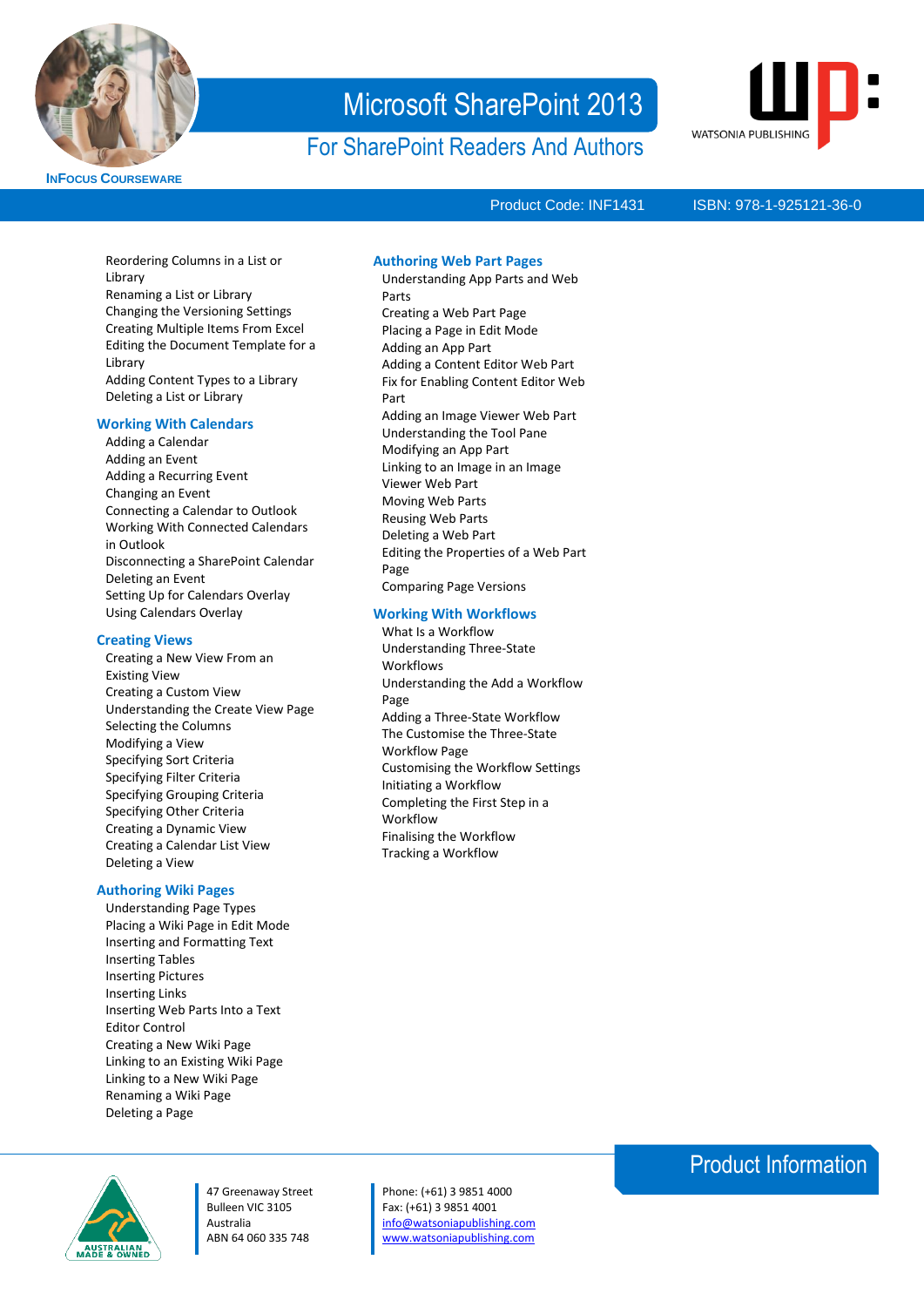# Microsoft SharePoint 2013

## For SharePoint Readers And Authors

INFOCUS COURSEWARE

WATSONIA PUBLISHING

Product Code: INF1431 ISBN: 978-1-925121-36-0

- Reordering Columns in a List or Library
- Renaming a List or Library
- Changing the Versioning Settings
- Creating Multiple Items From Excel
- Editing the Document Template for a Library
- Adding Content Types to a Library
- Deleting a List or Library

### Working With Calendars

- Adding a Calendar
- Adding an Event
- Adding a Recurring Event
- Changing an Event
- Connecting a Calendar to Outlook
- Working With Connected Calendars in Outlook
- Disconnecting a SharePoint Calendar
- Deleting an Event
- Setting Up for Calendars Overlay
- Using Calendars Overlay

### Creating Views

- Creating a New View From an Existing View
- Creating a Custom View
- Understanding the Create View Page
- Selecting the Columns
- Modifying a View
- Specifying Sort Criteria
- Specifying Filter Criteria
- Specifying Grouping Criteria
- Specifying Other Criteria
- Creating a Dynamic View
- Creating a Calendar List View
- Deleting a View

### Authoring Wiki Pages

- Understanding Page Types
- Placing a Wiki Page in Edit Mode
- Inserting and Formatting Text
- Inserting Tables
- Inserting Pictures
- Inserting Links
- Inserting Web Parts Into a Text Editor Control
- Creating a New Wiki Page
- Linking to an Existing Wiki Page
- Linking to a New Wiki Page
- Renaming a Wiki Page
- Deleting a Page

### Authoring Web Part Pages

- Understanding App Parts and Web Parts
- Creating a Web Part Page
- Placing a Page in Edit Mode
- Adding an App Part
- Adding a Content Editor Web Part
- Fix for Enabling Content Editor Web Part
- Adding an Image Viewer Web Part
- Understanding the Tool Pane
- Modifying an App Part
- Linking to an Image in an Image Viewer Web Part
- Moving Web Parts
- Reusing Web Parts
- Deleting a Web Part
- Editing the Properties of a Web Part Page
- Comparing Page Versions

### Working With Workflows

- What Is a Workflow
- Understanding Three-State Workflows
- Understanding the Add a Workflow Page
- Adding a Three-State Workflow
- The Customise the Three-State Workflow Page
- Customising the Workflow Settings
- Initiating a Workflow
- Completing the First Step in a Workflow
- Finalising the Workflow
- Tracking a Workflow

## Product Information

AUSTRALIAN MADE & OWNED

47 Greenaway Street
Bulleen VIC 3105
Australia
ABN 64 060 335 748

Phone: (+61) 3 9851 4000
Fax: (+61) 3 9851 4001
info@watsoniapublishing.com
www.watsoniapublishing.com